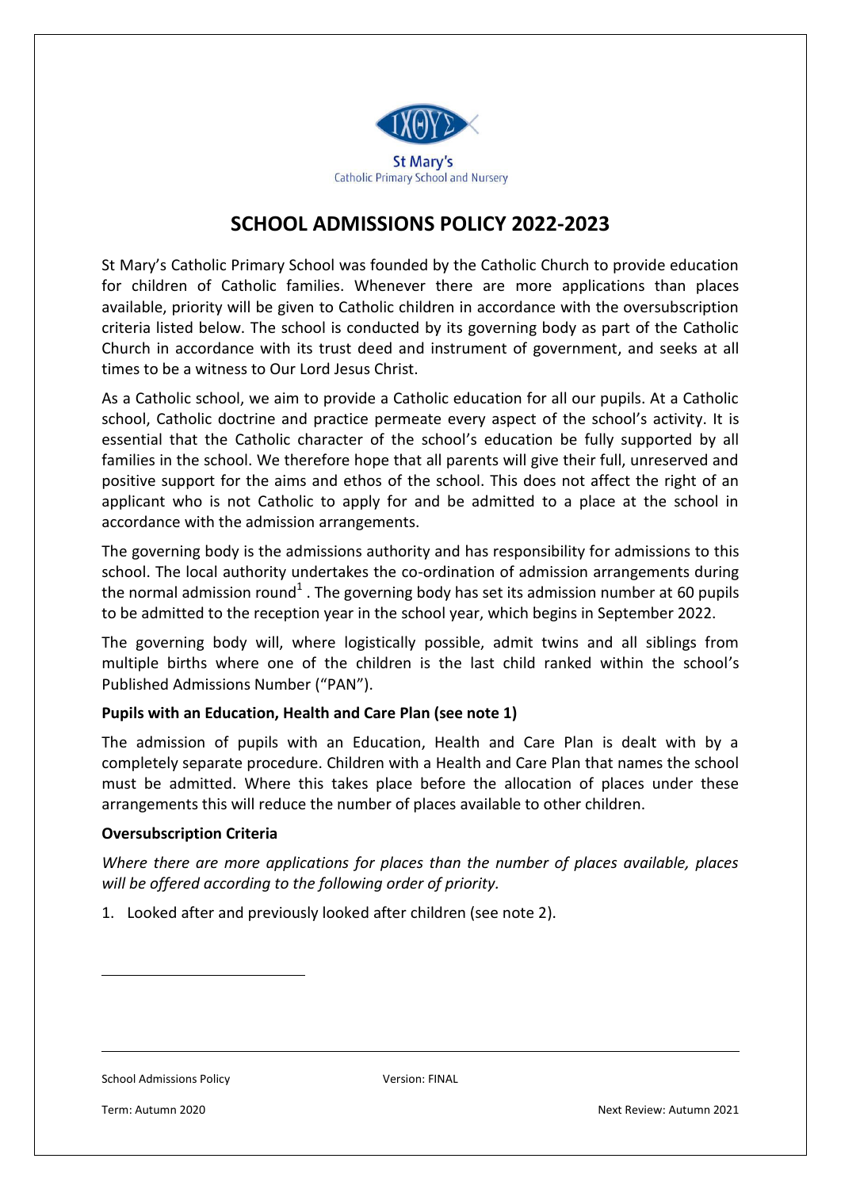St Mary's
Catholic Primary School and Nursery

# SCHOOL ADMISSIONS POLICY 2022-2023

St Mary's Catholic Primary School was founded by the Catholic Church to provide education for children of Catholic families. Whenever there are more applications than places available, priority will be given to Catholic children in accordance with the oversubscription criteria listed below. The school is conducted by its governing body as part of the Catholic Church in accordance with its trust deed and instrument of government, and seeks at all times to be a witness to Our Lord Jesus Christ.

As a Catholic school, we aim to provide a Catholic education for all our pupils. At a Catholic school, Catholic doctrine and practice permeate every aspect of the school's activity. It is essential that the Catholic character of the school's education be fully supported by all families in the school. We therefore hope that all parents will give their full, unreserved and positive support for the aims and ethos of the school. This does not affect the right of an applicant who is not Catholic to apply for and be admitted to a place at the school in accordance with the admission arrangements.

The governing body is the admissions authority and has responsibility for admissions to this school. The local authority undertakes the co-ordination of admission arrangements during the normal admission round[1] . The governing body has set its admission number at 60 pupils to be admitted to the reception year in the school year, which begins in September 2022.

The governing body will, where logistically possible, admit twins and all siblings from multiple births where one of the children is the last child ranked within the school's Published Admissions Number ("PAN").

**Pupils with an Education, Health and Care Plan (see note 1)**

The admission of pupils with an Education, Health and Care Plan is dealt with by a completely separate procedure. Children with a Health and Care Plan that names the school must be admitted. Where this takes place before the allocation of places under these arrangements this will reduce the number of places available to other children.

**Oversubscription Criteria**

*Where there are more applications for places than the number of places available, places will be offered according to the following order of priority.*

1. Looked after and previously looked after children (see note 2).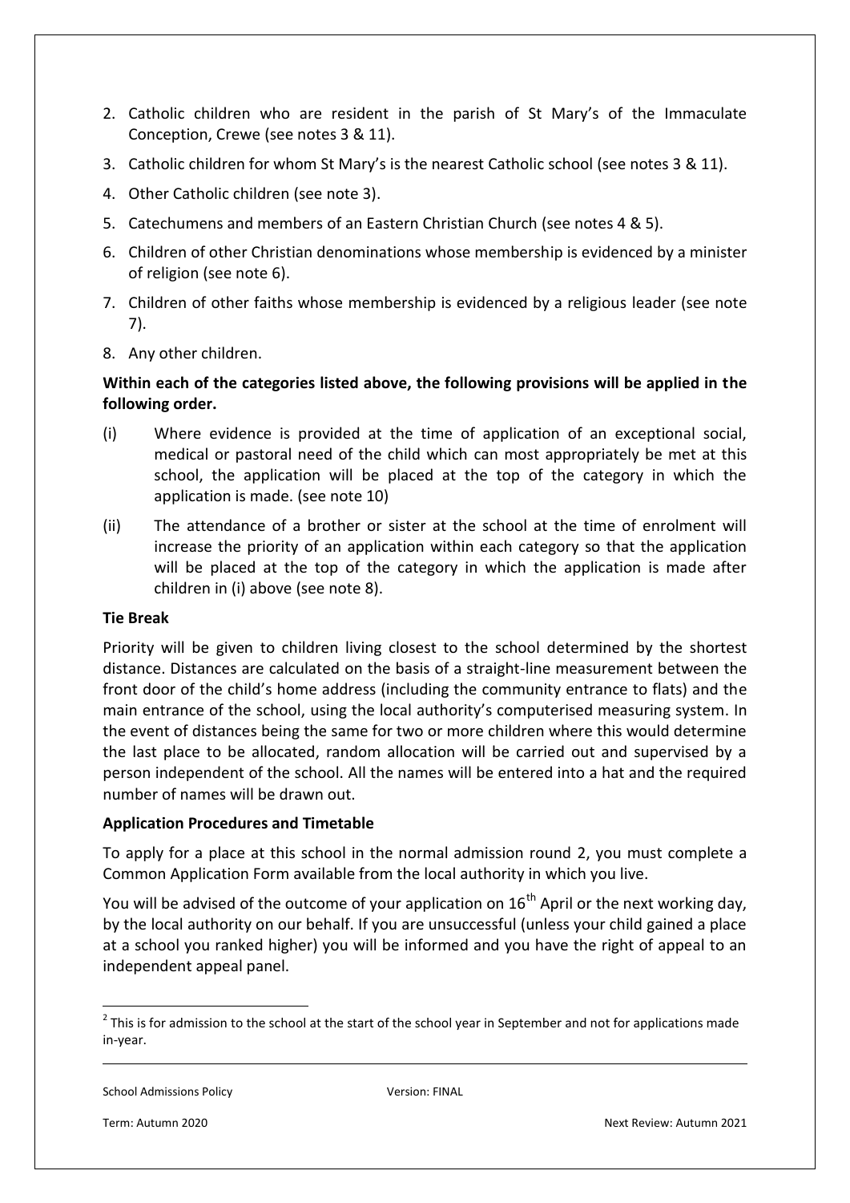2. Catholic children who are resident in the parish of St Mary's of the Immaculate Conception, Crewe (see notes 3 & 11).
3. Catholic children for whom St Mary's is the nearest Catholic school (see notes 3 & 11).
4. Other Catholic children (see note 3).
5. Catechumens and members of an Eastern Christian Church (see notes 4 & 5).
6. Children of other Christian denominations whose membership is evidenced by a minister of religion (see note 6).
7. Children of other faiths whose membership is evidenced by a religious leader (see note 7).
8. Any other children.

**Within each of the categories listed above, the following provisions will be applied in the following order.**

(i) Where evidence is provided at the time of application of an exceptional social, medical or pastoral need of the child which can most appropriately be met at this school, the application will be placed at the top of the category in which the application is made. (see note 10)

(ii) The attendance of a brother or sister at the school at the time of enrolment will increase the priority of an application within each category so that the application will be placed at the top of the category in which the application is made after children in (i) above (see note 8).

**Tie Break**

Priority will be given to children living closest to the school determined by the shortest distance. Distances are calculated on the basis of a straight-line measurement between the front door of the child's home address (including the community entrance to flats) and the main entrance of the school, using the local authority's computerised measuring system. In the event of distances being the same for two or more children where this would determine the last place to be allocated, random allocation will be carried out and supervised by a person independent of the school. All the names will be entered into a hat and the required number of names will be drawn out.

**Application Procedures and Timetable**

To apply for a place at this school in the normal admission round [2], you must complete a Common Application Form available from the local authority in which you live.

You will be advised of the outcome of your application on 16th April or the next working day, by the local authority on our behalf. If you are unsuccessful (unless your child gained a place at a school you ranked higher) you will be informed and you have the right of appeal to an independent appeal panel.

[2] This is for admission to the school at the start of the school year in September and not for applications made in-year.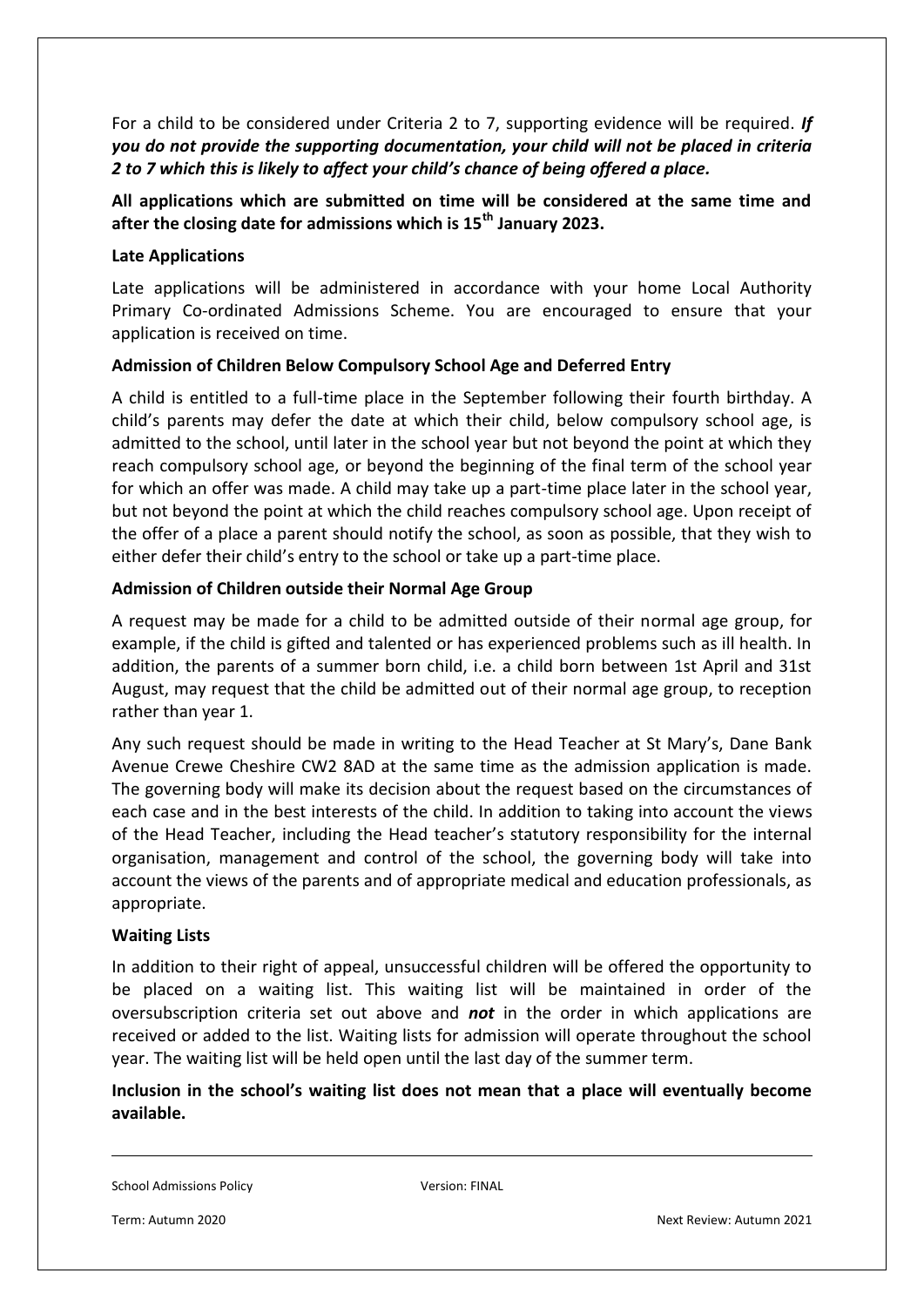For a child to be considered under Criteria 2 to 7, supporting evidence will be required. ***If you do not provide the supporting documentation, your child will not be placed in criteria 2 to 7 which this is likely to affect your child's chance of being offered a place.***

**All applications which are submitted on time will be considered at the same time and after the closing date for admissions which is 15th January 2023.**

**Late Applications**

Late applications will be administered in accordance with your home Local Authority Primary Co-ordinated Admissions Scheme. You are encouraged to ensure that your application is received on time.

**Admission of Children Below Compulsory School Age and Deferred Entry**

A child is entitled to a full-time place in the September following their fourth birthday. A child's parents may defer the date at which their child, below compulsory school age, is admitted to the school, until later in the school year but not beyond the point at which they reach compulsory school age, or beyond the beginning of the final term of the school year for which an offer was made. A child may take up a part-time place later in the school year, but not beyond the point at which the child reaches compulsory school age. Upon receipt of the offer of a place a parent should notify the school, as soon as possible, that they wish to either defer their child's entry to the school or take up a part-time place.

**Admission of Children outside their Normal Age Group**

A request may be made for a child to be admitted outside of their normal age group, for example, if the child is gifted and talented or has experienced problems such as ill health. In addition, the parents of a summer born child, i.e. a child born between 1st April and 31st August, may request that the child be admitted out of their normal age group, to reception rather than year 1.

Any such request should be made in writing to the Head Teacher at St Mary's, Dane Bank Avenue Crewe Cheshire CW2 8AD at the same time as the admission application is made. The governing body will make its decision about the request based on the circumstances of each case and in the best interests of the child. In addition to taking into account the views of the Head Teacher, including the Head teacher's statutory responsibility for the internal organisation, management and control of the school, the governing body will take into account the views of the parents and of appropriate medical and education professionals, as appropriate.

**Waiting Lists**

In addition to their right of appeal, unsuccessful children will be offered the opportunity to be placed on a waiting list. This waiting list will be maintained in order of the oversubscription criteria set out above and ***not*** in the order in which applications are received or added to the list. Waiting lists for admission will operate throughout the school year. The waiting list will be held open until the last day of the summer term.

**Inclusion in the school's waiting list does not mean that a place will eventually become available.**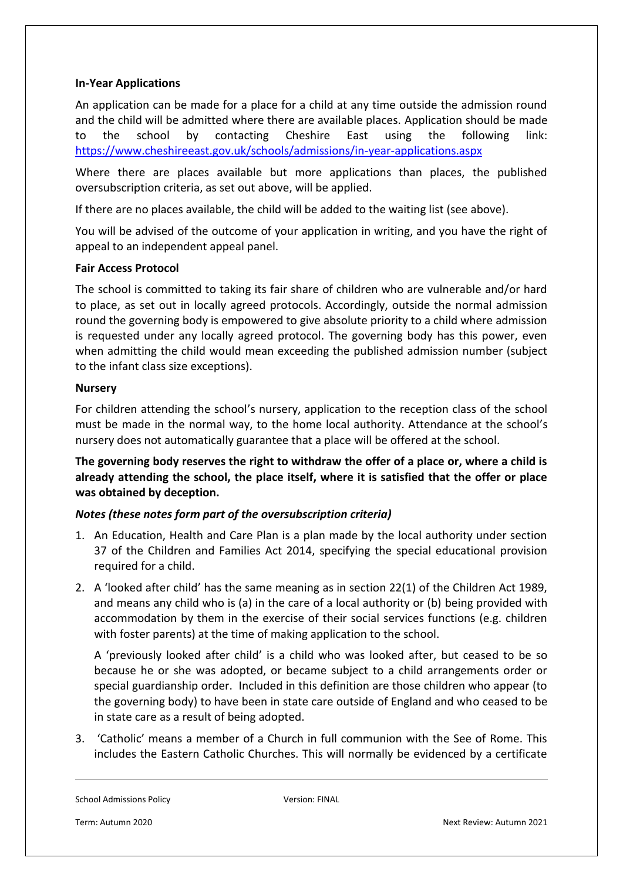**In-Year Applications**

An application can be made for a place for a child at any time outside the admission round and the child will be admitted where there are available places. Application should be made to the school by contacting Cheshire East using the following link: https://www.cheshireeast.gov.uk/schools/admissions/in-year-applications.aspx

Where there are places available but more applications than places, the published oversubscription criteria, as set out above, will be applied.

If there are no places available, the child will be added to the waiting list (see above).

You will be advised of the outcome of your application in writing, and you have the right of appeal to an independent appeal panel.

**Fair Access Protocol**

The school is committed to taking its fair share of children who are vulnerable and/or hard to place, as set out in locally agreed protocols. Accordingly, outside the normal admission round the governing body is empowered to give absolute priority to a child where admission is requested under any locally agreed protocol. The governing body has this power, even when admitting the child would mean exceeding the published admission number (subject to the infant class size exceptions).

**Nursery**

For children attending the school's nursery, application to the reception class of the school must be made in the normal way, to the home local authority. Attendance at the school's nursery does not automatically guarantee that a place will be offered at the school.

**The governing body reserves the right to withdraw the offer of a place or, where a child is already attending the school, the place itself, where it is satisfied that the offer or place was obtained by deception.**

***Notes (these notes form part of the oversubscription criteria)***

1. An Education, Health and Care Plan is a plan made by the local authority under section 37 of the Children and Families Act 2014, specifying the special educational provision required for a child.
2. A 'looked after child' has the same meaning as in section 22(1) of the Children Act 1989, and means any child who is (a) in the care of a local authority or (b) being provided with accommodation by them in the exercise of their social services functions (e.g. children with foster parents) at the time of making application to the school.

   A 'previously looked after child' is a child who was looked after, but ceased to be so because he or she was adopted, or became subject to a child arrangements order or special guardianship order. Included in this definition are those children who appear (to the governing body) to have been in state care outside of England and who ceased to be in state care as a result of being adopted.
3. 'Catholic' means a member of a Church in full communion with the See of Rome. This includes the Eastern Catholic Churches. This will normally be evidenced by a certificate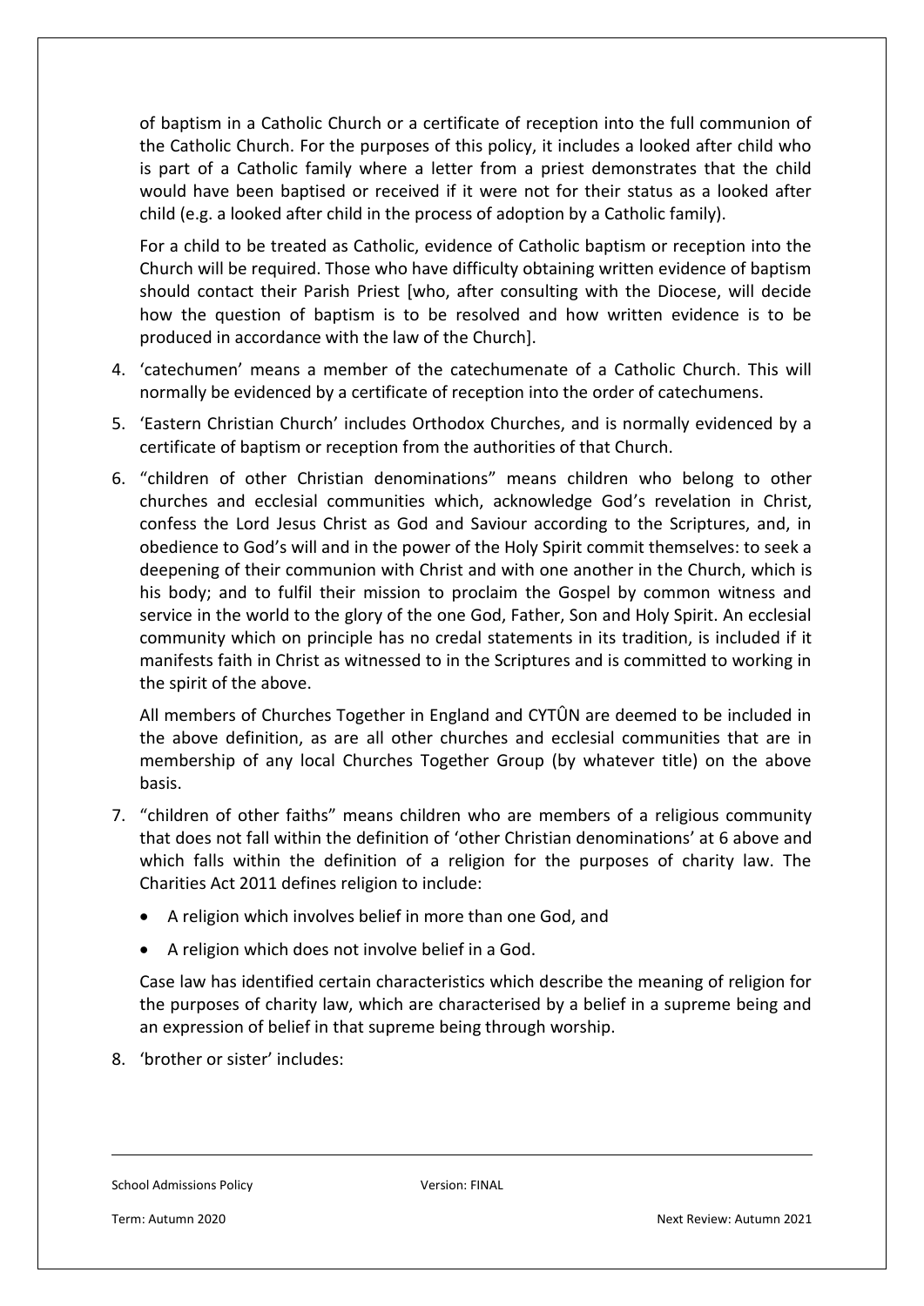of baptism in a Catholic Church or a certificate of reception into the full communion of the Catholic Church. For the purposes of this policy, it includes a looked after child who is part of a Catholic family where a letter from a priest demonstrates that the child would have been baptised or received if it were not for their status as a looked after child (e.g. a looked after child in the process of adoption by a Catholic family).

For a child to be treated as Catholic, evidence of Catholic baptism or reception into the Church will be required. Those who have difficulty obtaining written evidence of baptism should contact their Parish Priest [who, after consulting with the Diocese, will decide how the question of baptism is to be resolved and how written evidence is to be produced in accordance with the law of the Church].

4. 'catechumen' means a member of the catechumenate of a Catholic Church. This will normally be evidenced by a certificate of reception into the order of catechumens.

5. 'Eastern Christian Church' includes Orthodox Churches, and is normally evidenced by a certificate of baptism or reception from the authorities of that Church.

6. "children of other Christian denominations" means children who belong to other churches and ecclesial communities which, acknowledge God's revelation in Christ, confess the Lord Jesus Christ as God and Saviour according to the Scriptures, and, in obedience to God's will and in the power of the Holy Spirit commit themselves: to seek a deepening of their communion with Christ and with one another in the Church, which is his body; and to fulfil their mission to proclaim the Gospel by common witness and service in the world to the glory of the one God, Father, Son and Holy Spirit. An ecclesial community which on principle has no credal statements in its tradition, is included if it manifests faith in Christ as witnessed to in the Scriptures and is committed to working in the spirit of the above.

   All members of Churches Together in England and CYTÛN are deemed to be included in the above definition, as are all other churches and ecclesial communities that are in membership of any local Churches Together Group (by whatever title) on the above basis.

7. "children of other faiths" means children who are members of a religious community that does not fall within the definition of 'other Christian denominations' at 6 above and which falls within the definition of a religion for the purposes of charity law. The Charities Act 2011 defines religion to include:

   - A religion which involves belief in more than one God, and
   - A religion which does not involve belief in a God.

   Case law has identified certain characteristics which describe the meaning of religion for the purposes of charity law, which are characterised by a belief in a supreme being and an expression of belief in that supreme being through worship.

8. 'brother or sister' includes: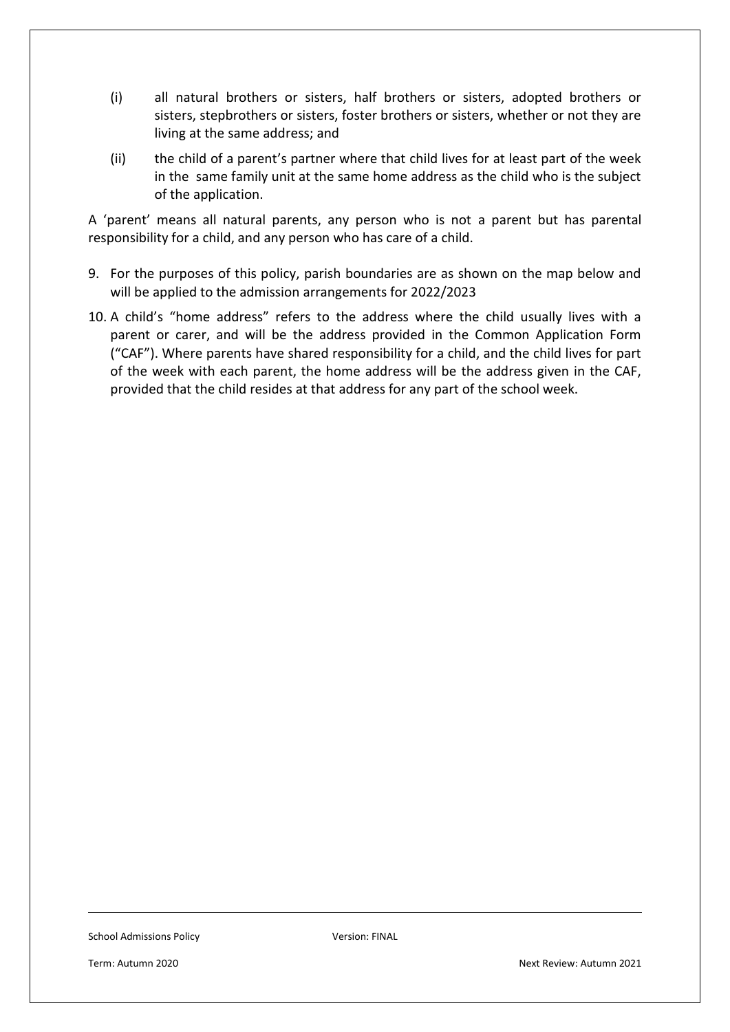(i) all natural brothers or sisters, half brothers or sisters, adopted brothers or sisters, stepbrothers or sisters, foster brothers or sisters, whether or not they are living at the same address; and

(ii) the child of a parent's partner where that child lives for at least part of the week in the same family unit at the same home address as the child who is the subject of the application.

A 'parent' means all natural parents, any person who is not a parent but has parental responsibility for a child, and any person who has care of a child.

9. For the purposes of this policy, parish boundaries are as shown on the map below and will be applied to the admission arrangements for 2022/2023

10. A child's "home address" refers to the address where the child usually lives with a parent or carer, and will be the address provided in the Common Application Form ("CAF"). Where parents have shared responsibility for a child, and the child lives for part of the week with each parent, the home address will be the address given in the CAF, provided that the child resides at that address for any part of the school week.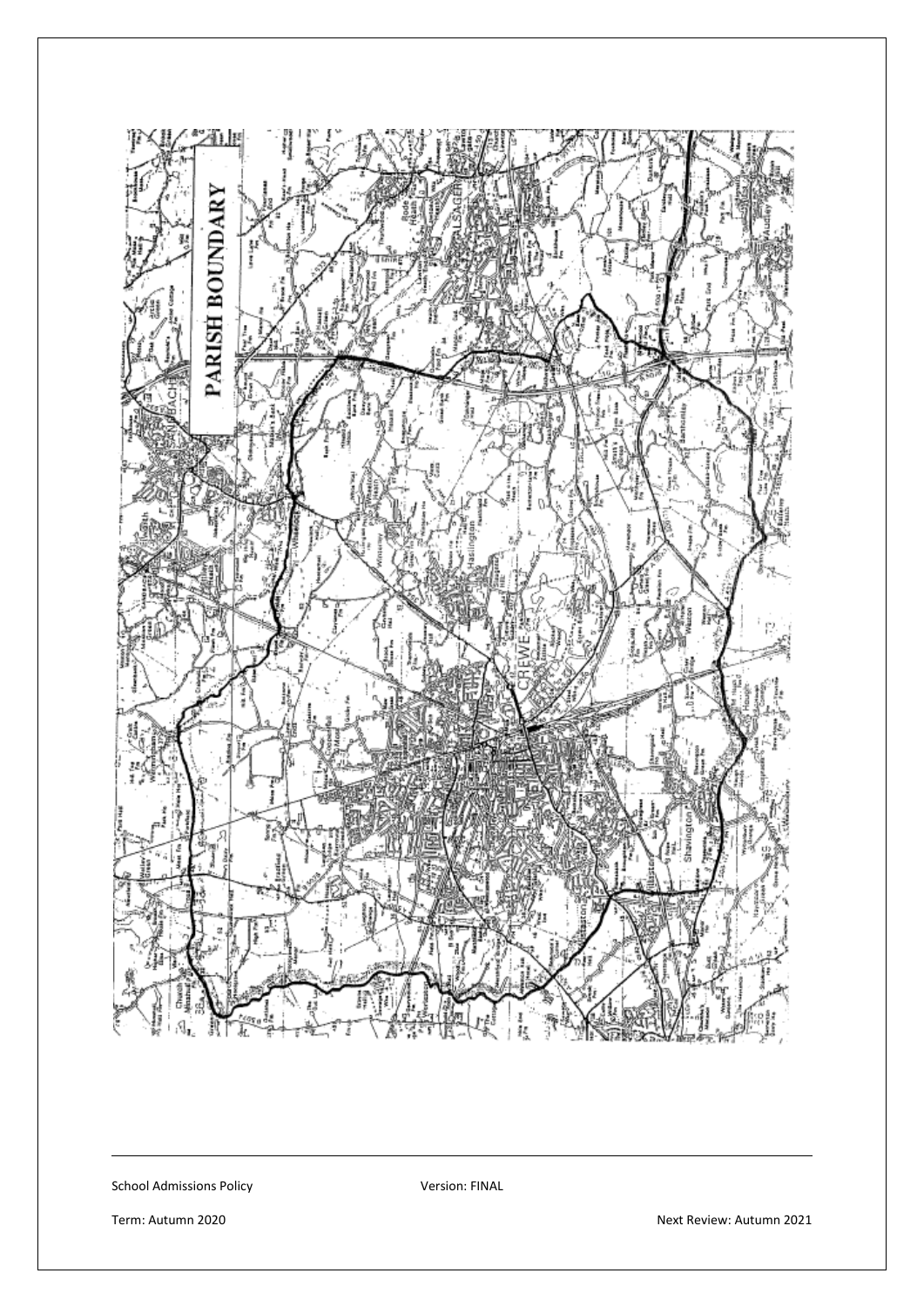PARISH BOUNDARY